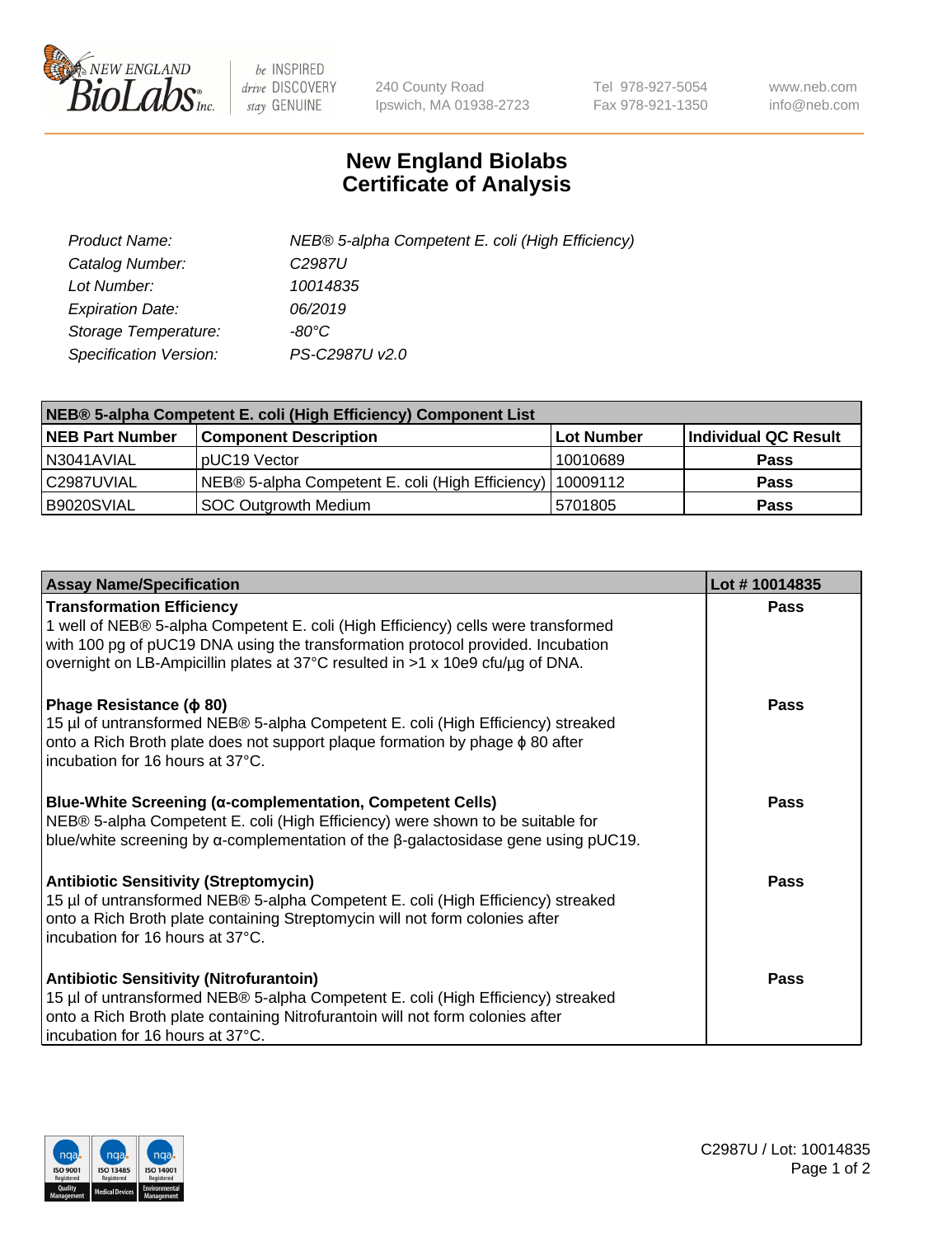New England BioLabs Inc. — be INSPIRED drive DISCOVERY stay GENUINE

240 County Road
Ipswich, MA 01938-2723

Tel 978-927-5054
Fax 978-921-1350

www.neb.com
info@neb.com

# New England Biolabs
# Certificate of Analysis

| | |
|---|---|
| *Product Name:* | *NEB® 5-alpha Competent E. coli (High Efficiency)* |
| *Catalog Number:* | *C2987U* |
| *Lot Number:* | *10014835* |
| *Expiration Date:* | *06/2019* |
| *Storage Temperature:* | *-80°C* |
| *Specification Version:* | *PS-C2987U v2.0* |

| NEB® 5-alpha Competent E. coli (High Efficiency) Component List | | | |
|---|---|---|---|
| **NEB Part Number** | **Component Description** | **Lot Number** | **Individual QC Result** |
| N3041AVIAL | pUC19 Vector | 10010689 | **Pass** |
| C2987UVIAL | NEB® 5-alpha Competent E. coli (High Efficiency) | 10009112 | **Pass** |
| B9020SVIAL | SOC Outgrowth Medium | 5701805 | **Pass** |

| Assay Name/Specification | Lot # 10014835 |
|---|---|
| **Transformation Efficiency**<br>1 well of NEB® 5-alpha Competent E. coli (High Efficiency) cells were transformed with 100 pg of pUC19 DNA using the transformation protocol provided. Incubation overnight on LB-Ampicillin plates at 37°C resulted in >1 x 10e9 cfu/µg of DNA. | **Pass** |
| **Phage Resistance (ϕ 80)**<br>15 µl of untransformed NEB® 5-alpha Competent E. coli (High Efficiency) streaked onto a Rich Broth plate does not support plaque formation by phage ϕ 80 after incubation for 16 hours at 37°C. | **Pass** |
| **Blue-White Screening (α-complementation, Competent Cells)**<br>NEB® 5-alpha Competent E. coli (High Efficiency) were shown to be suitable for blue/white screening by α-complementation of the β-galactosidase gene using pUC19. | **Pass** |
| **Antibiotic Sensitivity (Streptomycin)**<br>15 µl of untransformed NEB® 5-alpha Competent E. coli (High Efficiency) streaked onto a Rich Broth plate containing Streptomycin will not form colonies after incubation for 16 hours at 37°C. | **Pass** |
| **Antibiotic Sensitivity (Nitrofurantoin)**<br>15 µl of untransformed NEB® 5-alpha Competent E. coli (High Efficiency) streaked onto a Rich Broth plate containing Nitrofurantoin will not form colonies after incubation for 16 hours at 37°C. | **Pass** |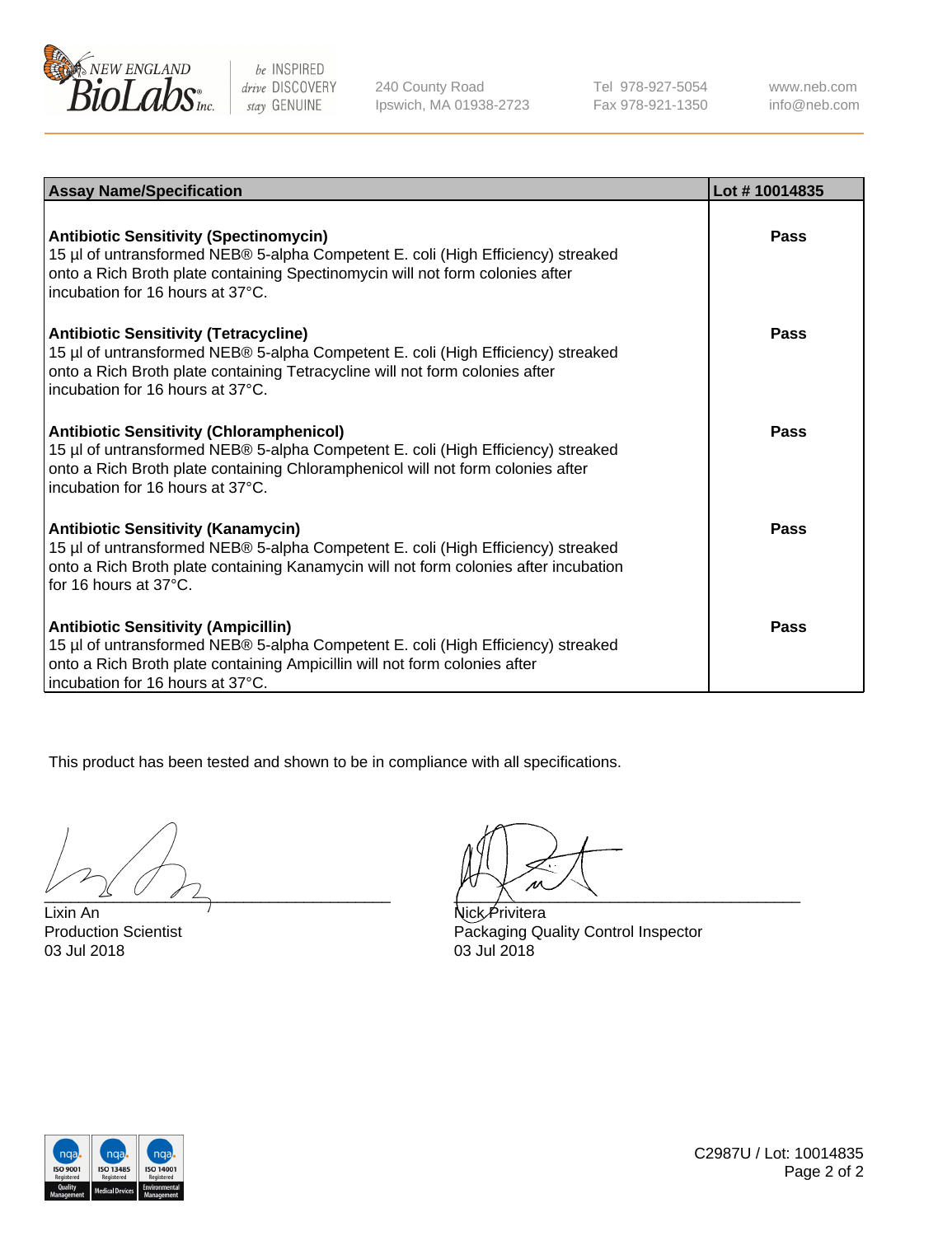| Assay Name/Specification | Lot # 10014835 |
| --- | --- |
| **Antibiotic Sensitivity (Spectinomycin)**<br>15 µl of untransformed NEB® 5-alpha Competent E. coli (High Efficiency) streaked onto a Rich Broth plate containing Spectinomycin will not form colonies after incubation for 16 hours at 37°C. | **Pass** |
| **Antibiotic Sensitivity (Tetracycline)**<br>15 µl of untransformed NEB® 5-alpha Competent E. coli (High Efficiency) streaked onto a Rich Broth plate containing Tetracycline will not form colonies after incubation for 16 hours at 37°C. | **Pass** |
| **Antibiotic Sensitivity (Chloramphenicol)**<br>15 µl of untransformed NEB® 5-alpha Competent E. coli (High Efficiency) streaked onto a Rich Broth plate containing Chloramphenicol will not form colonies after incubation for 16 hours at 37°C. | **Pass** |
| **Antibiotic Sensitivity (Kanamycin)**<br>15 µl of untransformed NEB® 5-alpha Competent E. coli (High Efficiency) streaked onto a Rich Broth plate containing Kanamycin will not form colonies after incubation for 16 hours at 37°C. | **Pass** |
| **Antibiotic Sensitivity (Ampicillin)**<br>15 µl of untransformed NEB® 5-alpha Competent E. coli (High Efficiency) streaked onto a Rich Broth plate containing Ampicillin will not form colonies after incubation for 16 hours at 37°C. | **Pass** |

This product has been tested and shown to be in compliance with all specifications.

Lixin An
Production Scientist
03 Jul 2018

Nick Privitera
Packaging Quality Control Inspector
03 Jul 2018

C2987U / Lot: 10014835